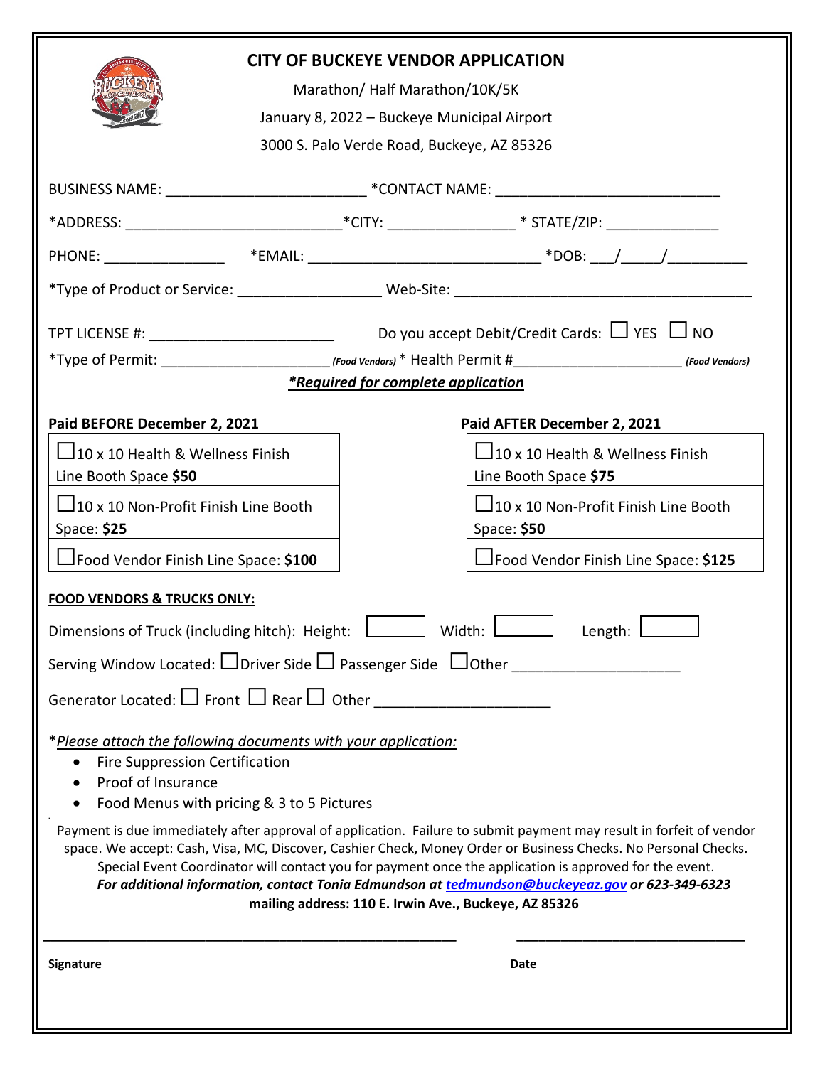# CITY OF BUCKEYE VENDOR APPLICATION

Marathon/ Half Marathon/10K/5K

January 8, 2022 – Buckeye Municipal Airport

3000 S. Palo Verde Road, Buckeye, AZ 85326

BUSINESS NAME: ________________________ *CONTACT NAME: ____________________________

*ADDRESS: ___________________________*CITY: ________________ * STATE/ZIP: ______________

PHONE: _______________ *EMAIL: _____________________________ *DOB: ___/_____/__________

*Type of Product or Service: __________________ Web-Site: ______________________________________

TPT LICENSE #: ________________________ Do you accept Debit/Credit Cards: ☐ YES ☐ NO

*Type of Permit: _____________________ *(Food Vendors)* * Health Permit #_____________________ *(Food Vendors)*

***\*Required for complete application***

| **Paid BEFORE December 2, 2021** | **Paid AFTER December 2, 2021** |
|---|---|
| ☐ 10 x 10 Health & Wellness Finish Line Booth Space **$50** | ☐ 10 x 10 Health & Wellness Finish Line Booth Space **$75** |
| ☐ 10 x 10 Non-Profit Finish Line Booth Space: **$25** | ☐ 10 x 10 Non-Profit Finish Line Booth Space: **$50** |
| ☐ Food Vendor Finish Line Space: **$100** | ☐ Food Vendor Finish Line Space: **$125** |

**FOOD VENDORS & TRUCKS ONLY:**

Dimensions of Truck (including hitch): Height: ☐ Width: ☐ Length: ☐

Serving Window Located: ☐ Driver Side ☐ Passenger Side ☐ Other ____________________

Generator Located: ☐ Front ☐ Rear ☐ Other _____________________

**Please attach the following documents with your application:*

- Fire Suppression Certification
- Proof of Insurance
- Food Menus with pricing & 3 to 5 Pictures

Payment is due immediately after approval of application. Failure to submit payment may result in forfeit of vendor space. We accept: Cash, Visa, MC, Discover, Cashier Check, Money Order or Business Checks. No Personal Checks. Special Event Coordinator will contact you for payment once the application is approved for the event.

***For additional information, contact Tonia Edmundson at tedmundson@buckeyeaz.gov or 623-349-6323***

**mailing address: 110 E. Irwin Ave., Buckeye, AZ 85326**

_______________________________________________________ ______________________________

**Signature** **Date**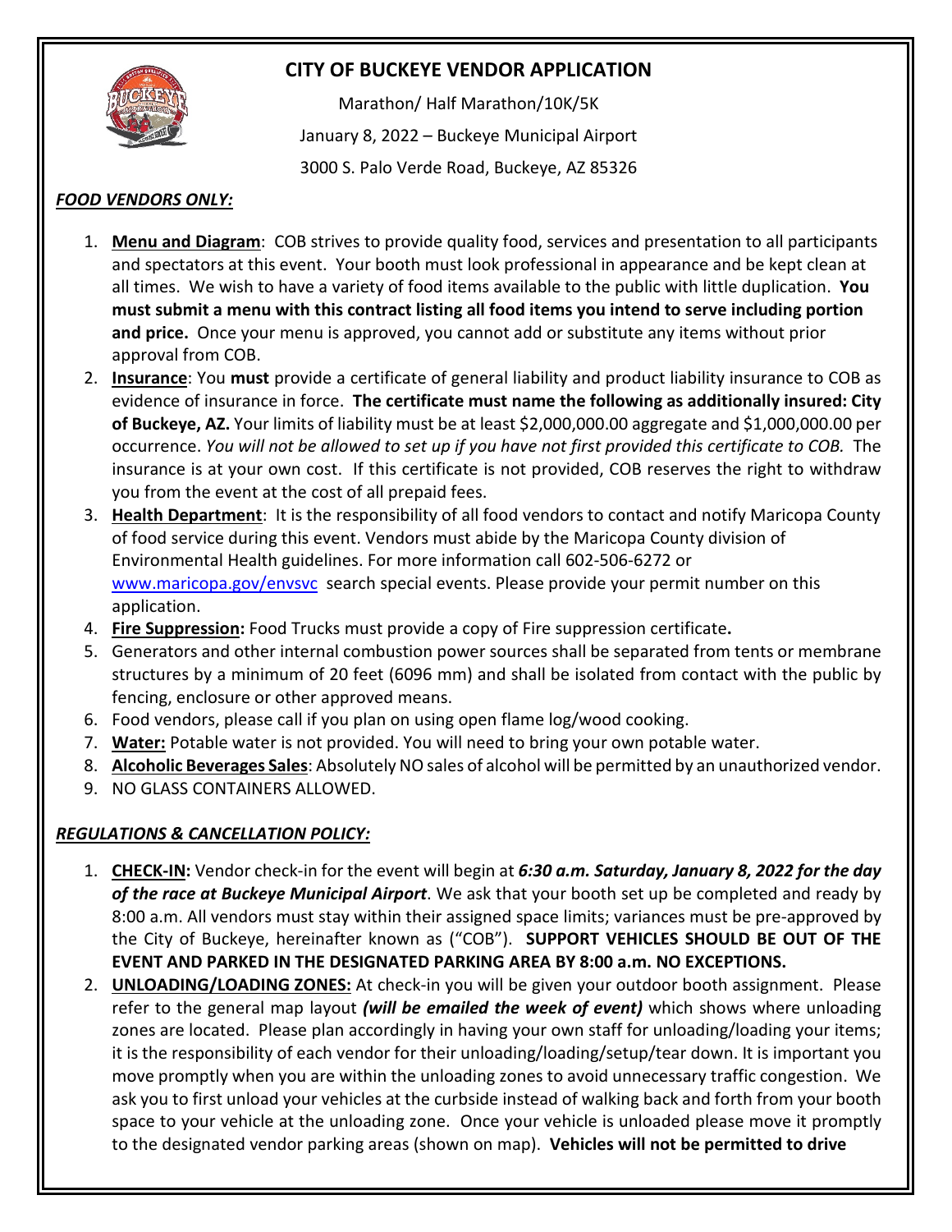# CITY OF BUCKEYE VENDOR APPLICATION

Marathon/ Half Marathon/10K/5K

January 8, 2022 – Buckeye Municipal Airport

3000 S. Palo Verde Road, Buckeye, AZ 85326

***FOOD VENDORS ONLY:***

1. **Menu and Diagram**: COB strives to provide quality food, services and presentation to all participants and spectators at this event. Your booth must look professional in appearance and be kept clean at all times. We wish to have a variety of food items available to the public with little duplication. **You must submit a menu with this contract listing all food items you intend to serve including portion and price.** Once your menu is approved, you cannot add or substitute any items without prior approval from COB.
2. **Insurance**: You **must** provide a certificate of general liability and product liability insurance to COB as evidence of insurance in force. **The certificate must name the following as additionally insured: City of Buckeye, AZ.** Your limits of liability must be at least $2,000,000.00 aggregate and $1,000,000.00 per occurrence. *You will not be allowed to set up if you have not first provided this certificate to COB.* The insurance is at your own cost. If this certificate is not provided, COB reserves the right to withdraw you from the event at the cost of all prepaid fees.
3. **Health Department**: It is the responsibility of all food vendors to contact and notify Maricopa County of food service during this event. Vendors must abide by the Maricopa County division of Environmental Health guidelines. For more information call 602-506-6272 or www.maricopa.gov/envsvc search special events. Please provide your permit number on this application.
4. **Fire Suppression:** Food Trucks must provide a copy of Fire suppression certificate**.**
5. Generators and other internal combustion power sources shall be separated from tents or membrane structures by a minimum of 20 feet (6096 mm) and shall be isolated from contact with the public by fencing, enclosure or other approved means.
6. Food vendors, please call if you plan on using open flame log/wood cooking.
7. **Water:** Potable water is not provided. You will need to bring your own potable water.
8. **Alcoholic Beverages Sales**: Absolutely NO sales of alcohol will be permitted by an unauthorized vendor.
9. NO GLASS CONTAINERS ALLOWED.

***REGULATIONS & CANCELLATION POLICY:***

1. **CHECK-IN:** Vendor check-in for the event will begin at ***6:30 a.m. Saturday, January 8, 2022 for the day of the race at Buckeye Municipal Airport***. We ask that your booth set up be completed and ready by 8:00 a.m. All vendors must stay within their assigned space limits; variances must be pre-approved by the City of Buckeye, hereinafter known as ("COB"). **SUPPORT VEHICLES SHOULD BE OUT OF THE EVENT AND PARKED IN THE DESIGNATED PARKING AREA BY 8:00 a.m. NO EXCEPTIONS.**
2. **UNLOADING/LOADING ZONES:** At check-in you will be given your outdoor booth assignment. Please refer to the general map layout ***(will be emailed the week of event)*** which shows where unloading zones are located. Please plan accordingly in having your own staff for unloading/loading your items; it is the responsibility of each vendor for their unloading/loading/setup/tear down. It is important you move promptly when you are within the unloading zones to avoid unnecessary traffic congestion. We ask you to first unload your vehicles at the curbside instead of walking back and forth from your booth space to your vehicle at the unloading zone. Once your vehicle is unloaded please move it promptly to the designated vendor parking areas (shown on map). **Vehicles will not be permitted to drive**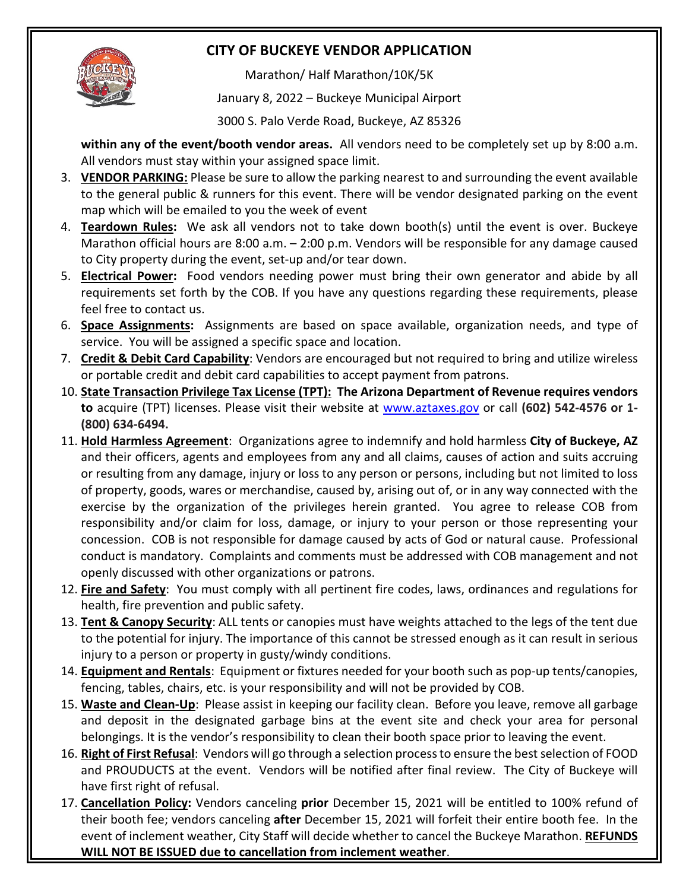# CITY OF BUCKEYE VENDOR APPLICATION

Marathon/ Half Marathon/10K/5K

January 8, 2022 – Buckeye Municipal Airport

3000 S. Palo Verde Road, Buckeye, AZ 85326

**within any of the event/booth vendor areas.** All vendors need to be completely set up by 8:00 a.m. All vendors must stay within your assigned space limit.

3. **VENDOR PARKING:** Please be sure to allow the parking nearest to and surrounding the event available to the general public & runners for this event. There will be vendor designated parking on the event map which will be emailed to you the week of event
4. **Teardown Rules:** We ask all vendors not to take down booth(s) until the event is over. Buckeye Marathon official hours are 8:00 a.m. – 2:00 p.m. Vendors will be responsible for any damage caused to City property during the event, set-up and/or tear down.
5. **Electrical Power:** Food vendors needing power must bring their own generator and abide by all requirements set forth by the COB. If you have any questions regarding these requirements, please feel free to contact us.
6. **Space Assignments:** Assignments are based on space available, organization needs, and type of service. You will be assigned a specific space and location.
7. **Credit & Debit Card Capability**: Vendors are encouraged but not required to bring and utilize wireless or portable credit and debit card capabilities to accept payment from patrons.
10. **State Transaction Privilege Tax License (TPT): The Arizona Department of Revenue requires vendors to** acquire (TPT) licenses. Please visit their website at www.aztaxes.gov or call **(602) 542-4576 or 1-(800) 634-6494.**
11. **Hold Harmless Agreement**: Organizations agree to indemnify and hold harmless **City of Buckeye, AZ** and their officers, agents and employees from any and all claims, causes of action and suits accruing or resulting from any damage, injury or loss to any person or persons, including but not limited to loss of property, goods, wares or merchandise, caused by, arising out of, or in any way connected with the exercise by the organization of the privileges herein granted. You agree to release COB from responsibility and/or claim for loss, damage, or injury to your person or those representing your concession. COB is not responsible for damage caused by acts of God or natural cause. Professional conduct is mandatory. Complaints and comments must be addressed with COB management and not openly discussed with other organizations or patrons.
12. **Fire and Safety**: You must comply with all pertinent fire codes, laws, ordinances and regulations for health, fire prevention and public safety.
13. **Tent & Canopy Security**: ALL tents or canopies must have weights attached to the legs of the tent due to the potential for injury. The importance of this cannot be stressed enough as it can result in serious injury to a person or property in gusty/windy conditions.
14. **Equipment and Rentals**: Equipment or fixtures needed for your booth such as pop-up tents/canopies, fencing, tables, chairs, etc. is your responsibility and will not be provided by COB.
15. **Waste and Clean-Up**: Please assist in keeping our facility clean. Before you leave, remove all garbage and deposit in the designated garbage bins at the event site and check your area for personal belongings. It is the vendor's responsibility to clean their booth space prior to leaving the event.
16. **Right of First Refusal**: Vendors will go through a selection process to ensure the best selection of FOOD and PROUDUCTS at the event. Vendors will be notified after final review. The City of Buckeye will have first right of refusal.
17. **Cancellation Policy:** Vendors canceling **prior** December 15, 2021 will be entitled to 100% refund of their booth fee; vendors canceling **after** December 15, 2021 will forfeit their entire booth fee. In the event of inclement weather, City Staff will decide whether to cancel the Buckeye Marathon. **REFUNDS WILL NOT BE ISSUED due to cancellation from inclement weather**.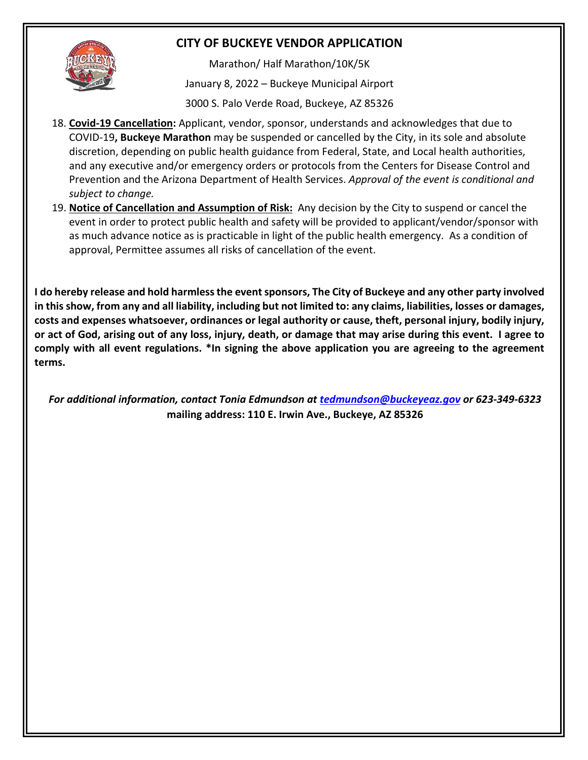## CITY OF BUCKEYE VENDOR APPLICATION

Marathon/ Half Marathon/10K/5K

January 8, 2022 – Buckeye Municipal Airport

3000 S. Palo Verde Road, Buckeye, AZ 85326

18. **Covid-19 Cancellation:** Applicant, vendor, sponsor, understands and acknowledges that due to COVID-19**, Buckeye Marathon** may be suspended or cancelled by the City, in its sole and absolute discretion, depending on public health guidance from Federal, State, and Local health authorities, and any executive and/or emergency orders or protocols from the Centers for Disease Control and Prevention and the Arizona Department of Health Services. *Approval of the event is conditional and subject to change.*
19. **Notice of Cancellation and Assumption of Risk:** Any decision by the City to suspend or cancel the event in order to protect public health and safety will be provided to applicant/vendor/sponsor with as much advance notice as is practicable in light of the public health emergency. As a condition of approval, Permittee assumes all risks of cancellation of the event.

**I do hereby release and hold harmless the event sponsors, The City of Buckeye and any other party involved in this show, from any and all liability, including but not limited to: any claims, liabilities, losses or damages, costs and expenses whatsoever, ordinances or legal authority or cause, theft, personal injury, bodily injury, or act of God, arising out of any loss, injury, death, or damage that may arise during this event. I agree to comply with all event regulations. *In signing the above application you are agreeing to the agreement terms.**

***For additional information, contact Tonia Edmundson at tedmundson@buckeyeaz.gov or 623-349-6323***
**mailing address: 110 E. Irwin Ave., Buckeye, AZ 85326**